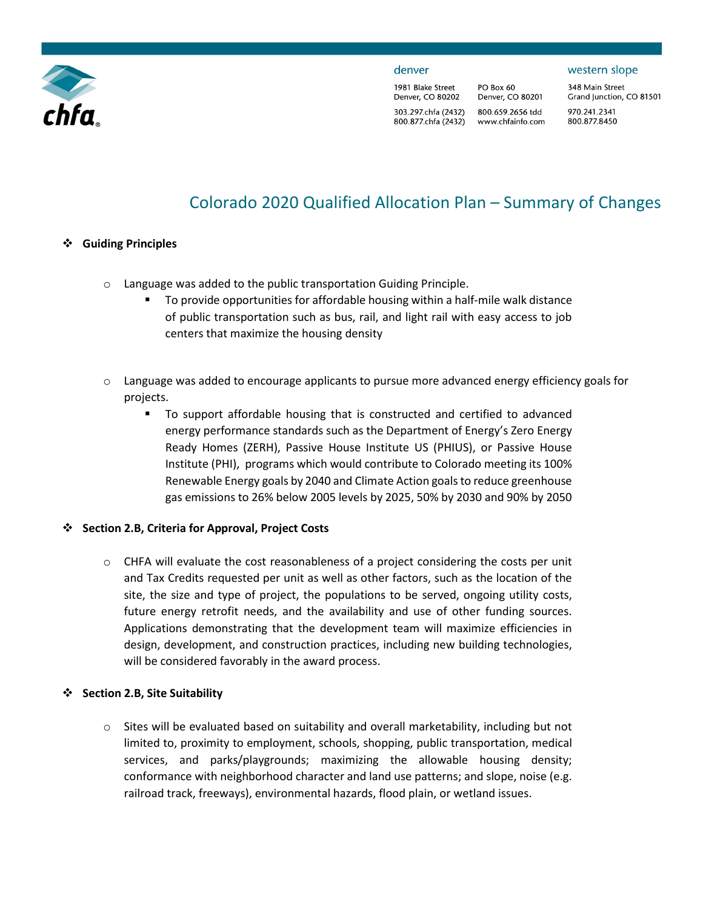# Colorado 2020 Qualified Allocation Plan – Summary of Changes

- **Guiding Principles**

  - Language was added to the public transportation Guiding Principle.
    - To provide opportunities for affordable housing within a half-mile walk distance of public transportation such as bus, rail, and light rail with easy access to job centers that maximize the housing density

  - Language was added to encourage applicants to pursue more advanced energy efficiency goals for projects.
    - To support affordable housing that is constructed and certified to advanced energy performance standards such as the Department of Energy's Zero Energy Ready Homes (ZERH), Passive House Institute US (PHIUS), or Passive House Institute (PHI), programs which would contribute to Colorado meeting its 100% Renewable Energy goals by 2040 and Climate Action goals to reduce greenhouse gas emissions to 26% below 2005 levels by 2025, 50% by 2030 and 90% by 2050

- **Section 2.B, Criteria for Approval, Project Costs**

  - CHFA will evaluate the cost reasonableness of a project considering the costs per unit and Tax Credits requested per unit as well as other factors, such as the location of the site, the size and type of project, the populations to be served, ongoing utility costs, future energy retrofit needs, and the availability and use of other funding sources. Applications demonstrating that the development team will maximize efficiencies in design, development, and construction practices, including new building technologies, will be considered favorably in the award process.

- **Section 2.B, Site Suitability**

  - Sites will be evaluated based on suitability and overall marketability, including but not limited to, proximity to employment, schools, shopping, public transportation, medical services, and parks/playgrounds; maximizing the allowable housing density; conformance with neighborhood character and land use patterns; and slope, noise (e.g. railroad track, freeways), environmental hazards, flood plain, or wetland issues.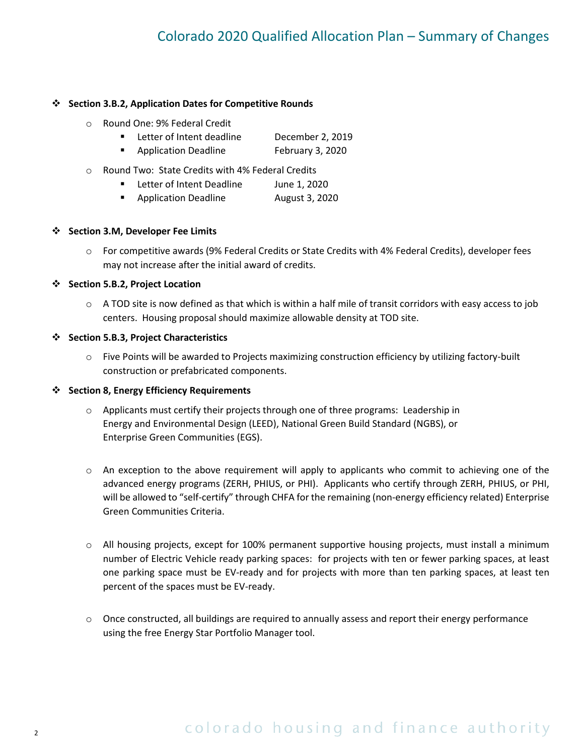- **Section 3.B.2, Application Dates for Competitive Rounds**
  - Round One: 9% Federal Credit
    - Letter of Intent deadline December 2, 2019
    - Application Deadline February 3, 2020
  - Round Two: State Credits with 4% Federal Credits
    - Letter of Intent Deadline June 1, 2020
    - Application Deadline August 3, 2020

- **Section 3.M, Developer Fee Limits**
  - For competitive awards (9% Federal Credits or State Credits with 4% Federal Credits), developer fees may not increase after the initial award of credits.

- **Section 5.B.2, Project Location**
  - A TOD site is now defined as that which is within a half mile of transit corridors with easy access to job centers. Housing proposal should maximize allowable density at TOD site.

- **Section 5.B.3, Project Characteristics**
  - Five Points will be awarded to Projects maximizing construction efficiency by utilizing factory-built construction or prefabricated components.

- **Section 8, Energy Efficiency Requirements**
  - Applicants must certify their projects through one of three programs: Leadership in Energy and Environmental Design (LEED), National Green Build Standard (NGBS), or Enterprise Green Communities (EGS).

  - An exception to the above requirement will apply to applicants who commit to achieving one of the advanced energy programs (ZERH, PHIUS, or PHI). Applicants who certify through ZERH, PHIUS, or PHI, will be allowed to "self-certify" through CHFA for the remaining (non-energy efficiency related) Enterprise Green Communities Criteria.

  - All housing projects, except for 100% permanent supportive housing projects, must install a minimum number of Electric Vehicle ready parking spaces: for projects with ten or fewer parking spaces, at least one parking space must be EV-ready and for projects with more than ten parking spaces, at least ten percent of the spaces must be EV-ready.

  - Once constructed, all buildings are required to annually assess and report their energy performance using the free Energy Star Portfolio Manager tool.